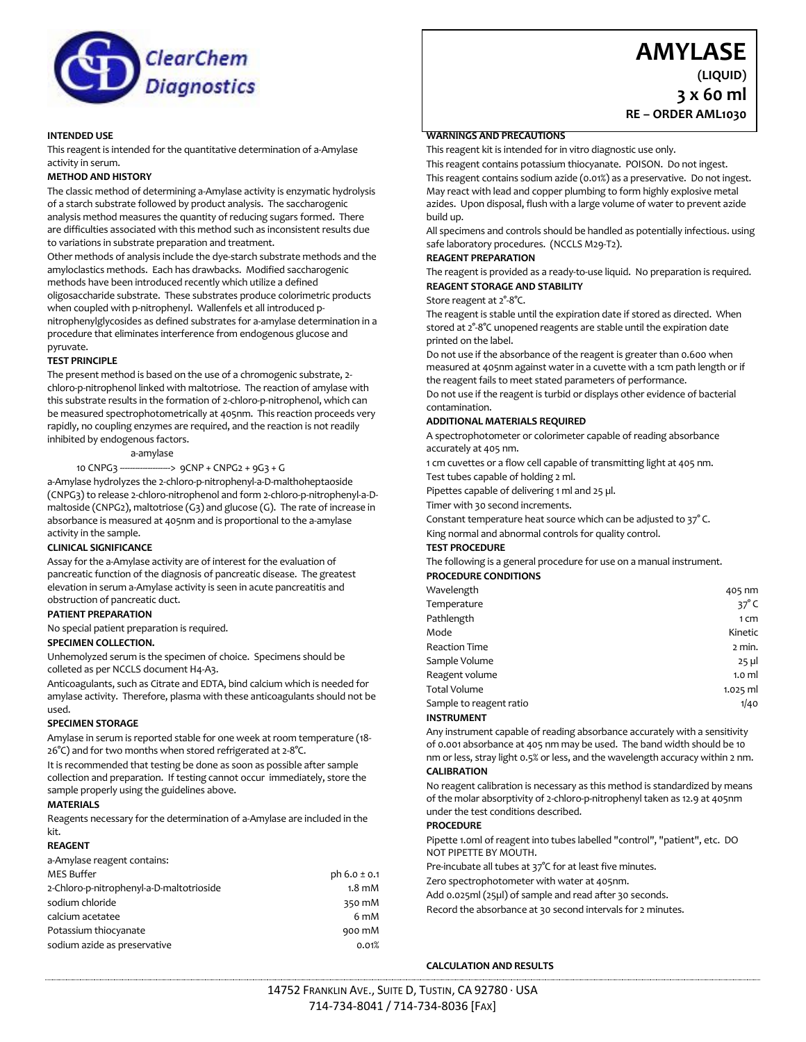ClearChem Diagnostics

# AMYLASE

**(LIQUID)**

**3 x 60 ml**

**RE – ORDER AML1030**

**INTENDED USE**

This reagent is intended for the quantitative determination of a-Amylase activity in serum.

**METHOD AND HISTORY**

The classic method of determining a-Amylase activity is enzymatic hydrolysis of a starch substrate followed by product analysis. The saccharogenic analysis method measures the quantity of reducing sugars formed. There are difficulties associated with this method such as inconsistent results due to variations in substrate preparation and treatment.

Other methods of analysis include the dye-starch substrate methods and the amyloclastics methods. Each has drawbacks. Modified saccharogenic methods have been introduced recently which utilize a defined oligosaccharide substrate. These substrates produce colorimetric products when coupled with p-nitrophenyl. Wallenfels et all introduced p-nitrophenylglycosides as defined substrates for a-amylase determination in a procedure that eliminates interference from endogenous glucose and pyruvate.

**TEST PRINCIPLE**

The present method is based on the use of a chromogenic substrate, 2-chloro-p-nitrophenol linked with maltotriose. The reaction of amylase with this substrate results in the formation of 2-chloro-p-nitrophenol, which can be measured spectrophotometrically at 405nm. This reaction proceeds very rapidly, no coupling enzymes are required, and the reaction is not readily inhibited by endogenous factors.

a-amylase

10 CNPG3 -------------------> 9CNP + CNPG2 + 9G3 + G

a-Amylase hydrolyzes the 2-chloro-p-nitrophenyl-a-D-malthoheptaoside (CNPG3) to release 2-chloro-nitrophenol and form 2-chloro-p-nitrophenyl-a-D-maltoside (CNPG2), maltotriose (G3) and glucose (G). The rate of increase in absorbance is measured at 405nm and is proportional to the a-amylase activity in the sample.

**CLINICAL SIGNIFICANCE**

Assay for the a-Amylase activity are of interest for the evaluation of pancreatic function of the diagnosis of pancreatic disease. The greatest elevation in serum a-Amylase activity is seen in acute pancreatitis and obstruction of pancreatic duct.

**PATIENT PREPARATION**

No special patient preparation is required.

**SPECIMEN COLLECTION.**

Unhemolyzed serum is the specimen of choice. Specimens should be colleted as per NCCLS document H4-A3.

Anticoagulants, such as Citrate and EDTA, bind calcium which is needed for amylase activity. Therefore, plasma with these anticoagulants should not be used.

**SPECIMEN STORAGE**

Amylase in serum is reported stable for one week at room temperature (18-26°C) and for two months when stored refrigerated at 2-8°C.

It is recommended that testing be done as soon as possible after sample collection and preparation. If testing cannot occur immediately, store the sample properly using the guidelines above.

**MATERIALS**

Reagents necessary for the determination of a-Amylase are included in the kit.

**REAGENT**

a-Amylase reagent contains:

| | |
|---|---|
| MES Buffer | ph 6.0 ± 0.1 |
| 2-Chloro-p-nitrophenyl-a-D-maltotrioside | 1.8 mM |
| sodium chloride | 350 mM |
| calcium acetatee | 6 mM |
| Potassium thiocyanate | 900 mM |
| sodium azide as preservative | 0.01% |

**WARNINGS AND PRECAUTIONS**

This reagent kit is intended for in vitro diagnostic use only.

This reagent contains potassium thiocyanate. POISON. Do not ingest.

This reagent contains sodium azide (0.01%) as a preservative. Do not ingest. May react with lead and copper plumbing to form highly explosive metal azides. Upon disposal, flush with a large volume of water to prevent azide build up.

All specimens and controls should be handled as potentially infectious. using safe laboratory procedures. (NCCLS M29-T2).

**REAGENT PREPARATION**

The reagent is provided as a ready-to-use liquid. No preparation is required.

**REAGENT STORAGE AND STABILITY**

Store reagent at 2°-8°C.

The reagent is stable until the expiration date if stored as directed. When stored at 2°-8°C unopened reagents are stable until the expiration date printed on the label.

Do not use if the absorbance of the reagent is greater than 0.600 when measured at 405nm against water in a cuvette with a 1cm path length or if the reagent fails to meet stated parameters of performance.

Do not use if the reagent is turbid or displays other evidence of bacterial contamination.

**ADDITIONAL MATERIALS REQUIRED**

A spectrophotometer or colorimeter capable of reading absorbance accurately at 405 nm.

1 cm cuvettes or a flow cell capable of transmitting light at 405 nm.

Test tubes capable of holding 2 ml.

Pipettes capable of delivering 1 ml and 25 µl.

Timer with 30 second increments.

Constant temperature heat source which can be adjusted to 37° C.

King normal and abnormal controls for quality control.

**TEST PROCEDURE**

The following is a general procedure for use on a manual instrument.

**PROCEDURE CONDITIONS**

| | |
|---|---|
| Wavelength | 405 nm |
| Temperature | 37° C |
| Pathlength | 1 cm |
| Mode | Kinetic |
| Reaction Time | 2 min. |
| Sample Volume | 25 µl |
| Reagent volume | 1.0 ml |
| Total Volume | 1.025 ml |
| Sample to reagent ratio | 1/40 |

**INSTRUMENT**

Any instrument capable of reading absorbance accurately with a sensitivity of 0.001 absorbance at 405 nm may be used. The band width should be 10 nm or less, stray light 0.5% or less, and the wavelength accuracy within 2 nm.

**CALIBRATION**

No reagent calibration is necessary as this method is standardized by means of the molar absorptivity of 2-chloro-p-nitrophenyl taken as 12.9 at 405nm under the test conditions described.

**PROCEDURE**

Pipette 1.0ml of reagent into tubes labelled "control", "patient", etc. DO NOT PIPETTE BY MOUTH.

Pre-incubate all tubes at 37°C for at least five minutes.

Zero spectrophotometer with water at 405nm.

Add 0.025ml (25µl) of sample and read after 30 seconds.

Record the absorbance at 30 second intervals for 2 minutes.

**CALCULATION AND RESULTS**

14752 Franklin Ave., Suite D, Tustin, CA 92780 · USA

714-734-8041 / 714-734-8036 [Fax]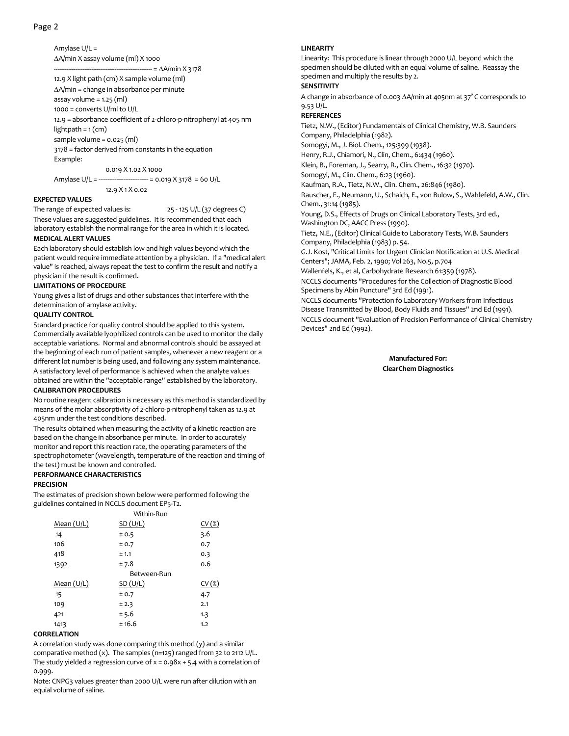Amylase U/L =

$$\text{Amylase U/L} = \frac{\Delta A/\text{min} \times \text{assay volume (ml)} \times 1000}{12.9 \times \text{light path (cm)} \times \text{sample volume (ml)}} = \Delta A/\text{min} \times 3178$$

$\Delta A$/min = change in absorbance per minute

assay volume = 1.25 (ml)

1000 = converts U/ml to U/L

12.9 = absorbance coefficient of 2-chloro-p-nitrophenyl at 405 nm

lightpath = 1 (cm)

sample volume = 0.025 (ml)

3178 = factor derived from constants in the equation

Example:

$$\text{Amylase U/L} = \frac{0.019 \times 1.02 \times 1000}{12.9 \times 1 \times 0.02} = 0.019 \times 3178 = 60 \text{ U/L}$$

### EXPECTED VALUES

The range of expected values is: 25 - 125 U/L (37 degrees C)

These values are suggested guidelines. It is recommended that each laboratory establish the normal range for the area in which it is located.

### MEDICAL ALERT VALUES

Each laboratory should establish low and high values beyond which the patient would require immediate attention by a physician. If a "medical alert value" is reached, always repeat the test to confirm the result and notify a physician if the result is confirmed.

### LIMITATIONS OF PROCEDURE

Young gives a list of drugs and other substances that interfere with the determination of amylase activity.

### QUALITY CONTROL

Standard practice for quality control should be applied to this system. Commercially available lyophilized controls can be used to monitor the daily acceptable variations. Normal and abnormal controls should be assayed at the beginning of each run of patient samples, whenever a new reagent or a different lot number is being used, and following any system maintenance. A satisfactory level of performance is achieved when the analyte values obtained are within the "acceptable range" established by the laboratory.

### CALIBRATION PROCEDURES

No routine reagent calibration is necessary as this method is standardized by means of the molar absorptivity of 2-chloro-p-nitrophenyl taken as 12.9 at 405nm under the test conditions described.

The results obtained when measuring the activity of a kinetic reaction are based on the change in absorbance per minute. In order to accurately monitor and report this reaction rate, the operating parameters of the spectrophotometer (wavelength, temperature of the reaction and timing of the test) must be known and controlled.

### PERFORMANCE CHARACTERISTICS

### PRECISION

The estimates of precision shown below were performed following the guidelines contained in NCCLS document EP5-T2.

Within-Run

| Mean (U/L) | SD (U/L) | CV (%) |
|---|---|---|
| 14 | ± 0.5 | 3.6 |
| 106 | ± 0.7 | 0.7 |
| 418 | ± 1.1 | 0.3 |
| 1392 | ± 7.8 | 0.6 |

Between-Run

| Mean (U/L) | SD (U/L) | CV (%) |
|---|---|---|
| 15 | ± 0.7 | 4.7 |
| 109 | ± 2.3 | 2.1 |
| 421 | ± 5.6 | 1.3 |
| 1413 | ± 16.6 | 1.2 |

### CORRELATION

A correlation study was done comparing this method (y) and a similar comparative method (x). The samples (n=125) ranged from 32 to 2112 U/L. The study yielded a regression curve of x = 0.98x + 5.4 with a correlation of 0.999.

Note: CNPG3 values greater than 2000 U/L were run after dilution with an equial volume of saline.

### LINEARITY

Linearity: This procedure is linear through 2000 U/L beyond which the specimen should be diluted with an equal volume of saline. Reassay the specimen and multiply the results by 2.

### SENSITIVITY

A change in absorbance of 0.003 $\Delta A$/min at 405nm at 37° C corresponds to 9.53 U/L.

### REFERENCES

Tietz, N.W., (Editor) Fundamentals of Clinical Chemistry, W.B. Saunders Company, Philadelphia (1982).

Somogyi, M., J. Biol. Chem., 125:399 (1938).

Henry, R.J., Chiamori, N., Clin, Chem., 6:434 (1960).

Klein, B., Foreman, J., Searry, R., Clin. Chem., 16:32 (1970).

Somogyl, M., Clin. Chem., 6:23 (1960).

Kaufman, R.A., Tietz, N.W., Clin. Chem., 26:846 (1980).

Rauscher, E., Neumann, U., Schaich, E., von Bulow, S., Wahlefeld, A.W., Clin. Chem., 31:14 (1985).

Young, D.S., Effects of Drugs on Clinical Laboratory Tests, 3rd ed., Washington DC, AACC Press (1990).

Tietz, N.E., (Editor) Clinical Guide to Laboratory Tests, W.B. Saunders Company, Philadelphia (1983) p. 54.

G.J. Kost, "Critical Limits for Urgent Clinician Notification at U.S. Medical Centers"; JAMA, Feb. 2, 1990; Vol 263, No.5, p.704

Wallenfels, K., et al, Carbohydrate Research 61:359 (1978).

NCCLS documents "Procedures for the Collection of Diagnostic Blood Specimens by Abin Puncture" 3rd Ed (1991).

NCCLS documents "Protection fo Laboratory Workers from Infectious Disease Transmitted by Blood, Body Fluids and Tissues" 2nd Ed (1991).

NCCLS document "Evaluation of Precision Performance of Clinical Chemistry Devices" 2nd Ed (1992).

**Manufactured For:**
**ClearChem Diagnostics**